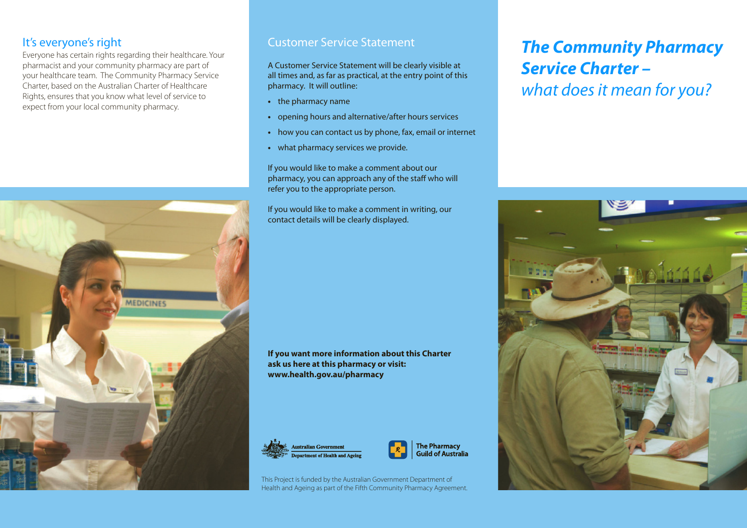# The Community Pharmacy Service Charter – *what does it mean for you?*

## It's everyone's right

Everyone has certain rights regarding their healthcare. Your pharmacist and your community pharmacy are part of your healthcare team. The Community Pharmacy Service Charter, based on the Australian Charter of Healthcare Rights, ensures that you know what level of service to expect from your local community pharmacy.

## Customer Service Statement

A Customer Service Statement will be clearly visible at all times and, as far as practical, at the entry point of this pharmacy. It will outline:

- the pharmacy name
- opening hours and alternative/after hours services
- how you can contact us by phone, fax, email or internet
- what pharmacy services we provide.

If you would like to make a comment about our pharmacy, you can approach any of the staff who will refer you to the appropriate person.

If you would like to make a comment in writing, our contact details will be clearly displayed.

**If you want more information about this Charter ask us here at this pharmacy or visit: www.health.gov.au/pharmacy**

Australian Government
Department of Health and Ageing

The Pharmacy Guild of Australia

This Project is funded by the Australian Government Department of Health and Ageing as part of the Fifth Community Pharmacy Agreement.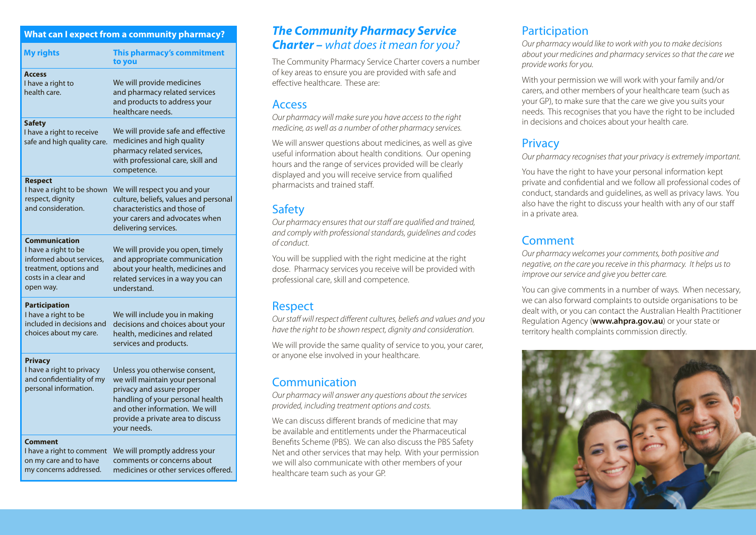## What can I expect from a community pharmacy?

| My rights | This pharmacy's commitment to you |
| --- | --- |
| **Access**<br>I have a right to health care. | We will provide medicines and pharmacy related services and products to address your healthcare needs. |
| **Safety**<br>I have a right to receive safe and high quality care. | We will provide safe and effective medicines and high quality pharmacy related services, with professional care, skill and competence. |
| **Respect**<br>I have a right to be shown respect, dignity and consideration. | We will respect you and your culture, beliefs, values and personal characteristics and those of your carers and advocates when delivering services. |
| **Communication**<br>I have a right to be informed about services, treatment, options and costs in a clear and open way. | We will provide you open, timely and appropriate communication about your health, medicines and related services in a way you can understand. |
| **Participation**<br>I have a right to be included in decisions and choices about my care. | We will include you in making decisions and choices about your health, medicines and related services and products. |
| **Privacy**<br>I have a right to privacy and confidentiality of my personal information. | Unless you otherwise consent, we will maintain your personal privacy and assure proper handling of your personal health and other information. We will provide a private area to discuss your needs. |
| **Comment**<br>I have a right to comment on my care and to have my concerns addressed. | We will promptly address your comments or concerns about medicines or other services offered. |

## ***The Community Pharmacy Service Charter** – what does it mean for you?*

The Community Pharmacy Service Charter covers a number of key areas to ensure you are provided with safe and effective healthcare. These are:

### Access

*Our pharmacy will make sure you have access to the right medicine, as well as a number of other pharmacy services.*

We will answer questions about medicines, as well as give useful information about health conditions. Our opening hours and the range of services provided will be clearly displayed and you will receive service from qualified pharmacists and trained staff.

### Safety

*Our pharmacy ensures that our staff are qualified and trained, and comply with professional standards, guidelines and codes of conduct.*

You will be supplied with the right medicine at the right dose. Pharmacy services you receive will be provided with professional care, skill and competence.

### Respect

*Our staff will respect different cultures, beliefs and values and you have the right to be shown respect, dignity and consideration.*

We will provide the same quality of service to you, your carer, or anyone else involved in your healthcare.

### Communication

*Our pharmacy will answer any questions about the services provided, including treatment options and costs.*

We can discuss different brands of medicine that may be available and entitlements under the Pharmaceutical Benefits Scheme (PBS). We can also discuss the PBS Safety Net and other services that may help. With your permission we will also communicate with other members of your healthcare team such as your GP.

### Participation

*Our pharmacy would like to work with you to make decisions about your medicines and pharmacy services so that the care we provide works for you.*

With your permission we will work with your family and/or carers, and other members of your healthcare team (such as your GP), to make sure that the care we give you suits your needs. This recognises that you have the right to be included in decisions and choices about your health care.

### Privacy

*Our pharmacy recognises that your privacy is extremely important.*

You have the right to have your personal information kept private and confidential and we follow all professional codes of conduct, standards and guidelines, as well as privacy laws. You also have the right to discuss your health with any of our staff in a private area.

### Comment

*Our pharmacy welcomes your comments, both positive and negative, on the care you receive in this pharmacy. It helps us to improve our service and give you better care.*

You can give comments in a number of ways. When necessary, we can also forward complaints to outside organisations to be dealt with, or you can contact the Australian Health Practitioner Regulation Agency (**www.ahpra.gov.au**) or your state or territory health complaints commission directly.